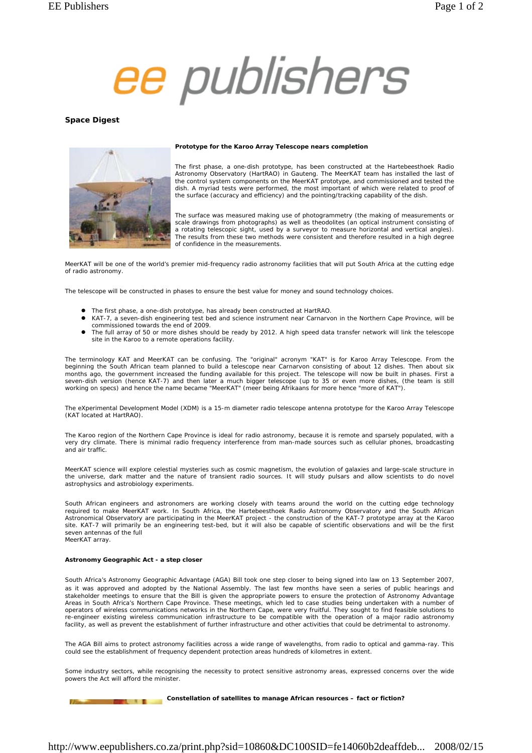# ee publishers

## Space Digest

### Prototype for the Karoo Array Telescope nears completion

The first phase, a one-dish prototype, has been constructed at the Hartebeesthoek Radio Astronomy Observatory (HartRAO) in Gauteng. The MeerKAT team has installed the last of the control system components on the MeerKAT prototype, and commissioned and tested the dish. A myriad tests were performed, the most important of which were related to proof of the surface (accuracy and efficiency) and the pointing/tracking capability of the dish.

The surface was measured making use of photogrammetry (the making of measurements or scale drawings from photographs) as well as theodolites (an optical instrument consisting of a rotating telescopic sight, used by a surveyor to measure horizontal and vertical angles). The results from these two methods were consistent and therefore resulted in a high degree of confidence in the measurements.

MeerKAT will be one of the world's premier mid-frequency radio astronomy facilities that will put South Africa at the cutting edge of radio astronomy.

The telescope will be constructed in phases to ensure the best value for money and sound technology choices.

- The first phase, a one-dish prototype, has already been constructed at HartRAO.
- KAT-7, a seven-dish engineering test bed and science instrument near Carnarvon in the Northern Cape Province, will be commissioned towards the end of 2009.
- The full array of 50 or more dishes should be ready by 2012. A high speed data transfer network will link the telescope site in the Karoo to a remote operations facility.

The terminology KAT and MeerKAT can be confusing. The "original" acronym "KAT" is for Karoo Array Telescope. From the beginning the South African team planned to build a telescope near Carnarvon consisting of about 12 dishes. Then about six months ago, the government increased the funding available for this project. The telescope will now be built in phases. First a seven-dish version (hence KAT-7) and then later a much bigger telescope (up to 35 or even more dishes, (the team is still working on specs) and hence the name became "MeerKAT" (meer being Afrikaans for more hence "more of KAT").

The eXperimental Development Model (XDM) is a 15-m diameter radio telescope antenna prototype for the Karoo Array Telescope (KAT located at HartRAO).

The Karoo region of the Northern Cape Province is ideal for radio astronomy, because it is remote and sparsely populated, with a very dry climate. There is minimal radio frequency interference from man-made sources such as cellular phones, broadcasting and air traffic.

MeerKAT science will explore celestial mysteries such as cosmic magnetism, the evolution of galaxies and large-scale structure in the universe, dark matter and the nature of transient radio sources. It will study pulsars and allow scientists to do novel astrophysics and astrobiology experiments.

South African engineers and astronomers are working closely with teams around the world on the cutting edge technology required to make MeerKAT work. In South Africa, the Hartebeesthoek Radio Astronomy Observatory and the South African Astronomical Observatory are participating in the MeerKAT project - the construction of the KAT-7 prototype array at the Karoo site. KAT-7 will primarily be an engineering test-bed, but it will also be capable of scientific observations and will be the first seven antennas of the full
MeerKAT array.

### Astronomy Geographic Act - a step closer

South Africa's Astronomy Geographic Advantage (AGA) Bill took one step closer to being signed into law on 13 September 2007, as it was approved and adopted by the National Assembly. The last few months have seen a series of public hearings and stakeholder meetings to ensure that the Bill is given the appropriate powers to ensure the protection of Astronomy Advantage Areas in South Africa's Northern Cape Province. These meetings, which led to case studies being undertaken with a number of operators of wireless communications networks in the Northern Cape, were very fruitful. They sought to find feasible solutions to re-engineer existing wireless communication infrastructure to be compatible with the operation of a major radio astronomy facility, as well as prevent the establishment of further infrastructure and other activities that could be detrimental to astronomy.

The AGA Bill aims to protect astronomy facilities across a wide range of wavelengths, from radio to optical and gamma-ray. This could see the establishment of frequency dependent protection areas hundreds of kilometres in extent.

Some industry sectors, while recognising the necessity to protect sensitive astronomy areas, expressed concerns over the wide powers the Act will afford the minister.

### Constellation of satellites to manage African resources – fact or fiction?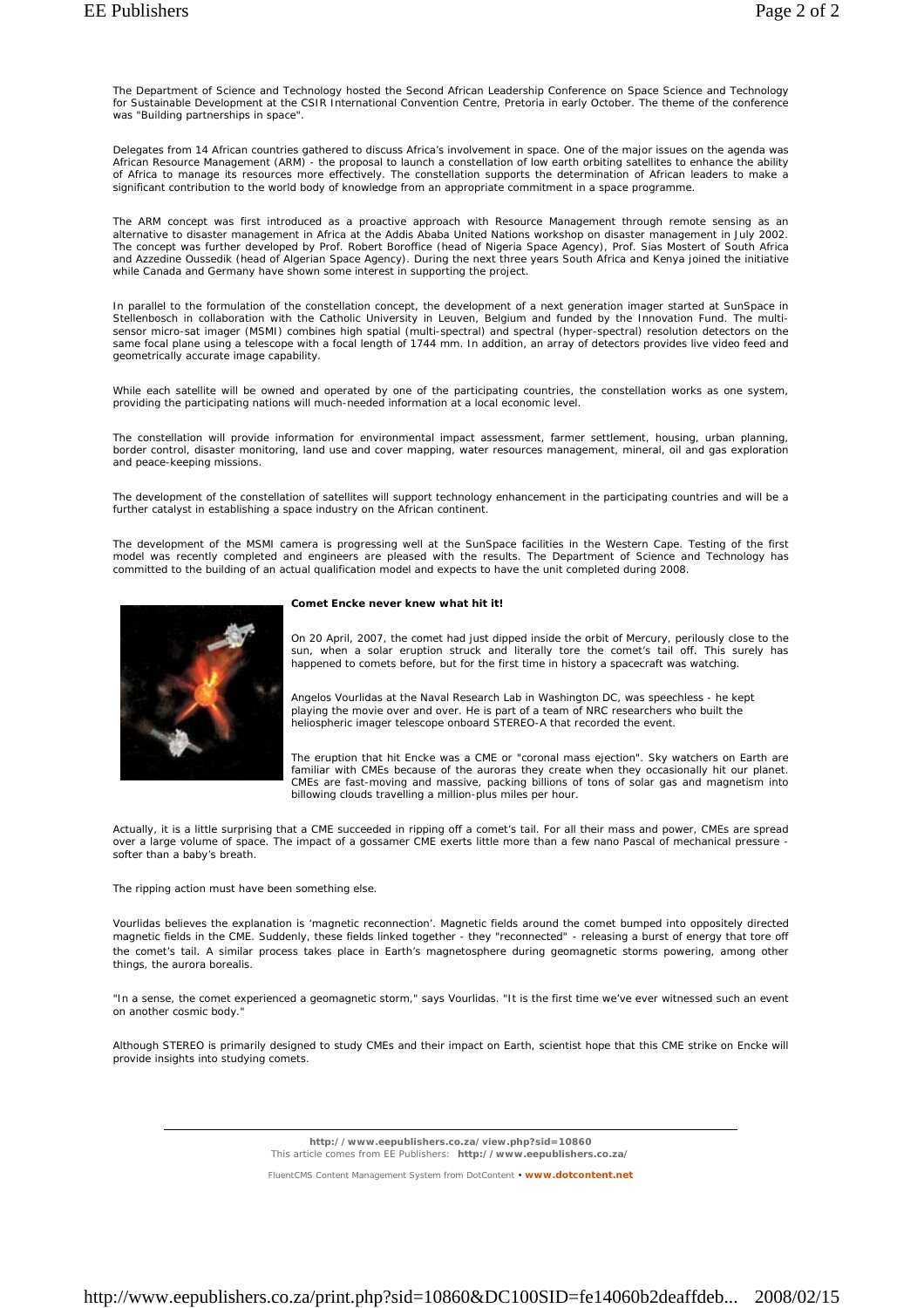The Department of Science and Technology hosted the Second African Leadership Conference on Space Science and Technology for Sustainable Development at the CSIR International Convention Centre, Pretoria in early October. The theme of the conference was "Building partnerships in space".

Delegates from 14 African countries gathered to discuss Africa's involvement in space. One of the major issues on the agenda was African Resource Management (ARM) - the proposal to launch a constellation of low earth orbiting satellites to enhance the ability of Africa to manage its resources more effectively. The constellation supports the determination of African leaders to make a significant contribution to the world body of knowledge from an appropriate commitment in a space programme.

The ARM concept was first introduced as a proactive approach with Resource Management through remote sensing as an alternative to disaster management in Africa at the Addis Ababa United Nations workshop on disaster management in July 2002. The concept was further developed by Prof. Robert Boroffice (head of Nigeria Space Agency), Prof. Sias Mostert of South Africa and Azzedine Oussedik (head of Algerian Space Agency). During the next three years South Africa and Kenya joined the initiative while Canada and Germany have shown some interest in supporting the project.

In parallel to the formulation of the constellation concept, the development of a next generation imager started at SunSpace in Stellenbosch in collaboration with the Catholic University in Leuven, Belgium and funded by the Innovation Fund. The multi-sensor micro-sat imager (MSMI) combines high spatial (multi-spectral) and spectral (hyper-spectral) resolution detectors on the same focal plane using a telescope with a focal length of 1744 mm. In addition, an array of detectors provides live video feed and geometrically accurate image capability.

While each satellite will be owned and operated by one of the participating countries, the constellation works as one system, providing the participating nations will much-needed information at a local economic level.

The constellation will provide information for environmental impact assessment, farmer settlement, housing, urban planning, border control, disaster monitoring, land use and cover mapping, water resources management, mineral, oil and gas exploration and peace-keeping missions.

The development of the constellation of satellites will support technology enhancement in the participating countries and will be a further catalyst in establishing a space industry on the African continent.

The development of the MSMI camera is progressing well at the SunSpace facilities in the Western Cape. Testing of the first model was recently completed and engineers are pleased with the results. The Department of Science and Technology has committed to the building of an actual qualification model and expects to have the unit completed during 2008.

**Comet Encke never knew what hit it!**

On 20 April, 2007, the comet had just dipped inside the orbit of Mercury, perilously close to the sun, when a solar eruption struck and literally tore the comet's tail off. This surely has happened to comets before, but for the first time in history a spacecraft was watching.

Angelos Vourlidas at the Naval Research Lab in Washington DC, was speechless - he kept playing the movie over and over. He is part of a team of NRC researchers who built the heliospheric imager telescope onboard STEREO-A that recorded the event.

The eruption that hit Encke was a CME or "coronal mass ejection". Sky watchers on Earth are familiar with CMEs because of the auroras they create when they occasionally hit our planet. CMEs are fast-moving and massive, packing billions of tons of solar gas and magnetism into billowing clouds travelling a million-plus miles per hour.

Actually, it is a little surprising that a CME succeeded in ripping off a comet's tail. For all their mass and power, CMEs are spread over a large volume of space. The impact of a gossamer CME exerts little more than a few nano Pascal of mechanical pressure - softer than a baby's breath.

The ripping action must have been something else.

Vourlidas believes the explanation is 'magnetic reconnection'. Magnetic fields around the comet bumped into oppositely directed magnetic fields in the CME. Suddenly, these fields linked together - they "reconnected" - releasing a burst of energy that tore off the comet's tail. A similar process takes place in Earth's magnetosphere during geomagnetic storms powering, among other things, the aurora borealis.

"In a sense, the comet experienced a geomagnetic storm," says Vourlidas. "It is the first time we've ever witnessed such an event on another cosmic body."

Although STEREO is primarily designed to study CMEs and their impact on Earth, scientist hope that this CME strike on Encke will provide insights into studying comets.

---

**http://www.eepublishers.co.za/view.php?sid=10860**
This article comes from EE Publishers: **http://www.eepublishers.co.za/**

FluentCMS Content Management System from DotContent • **www.dotcontent.net**